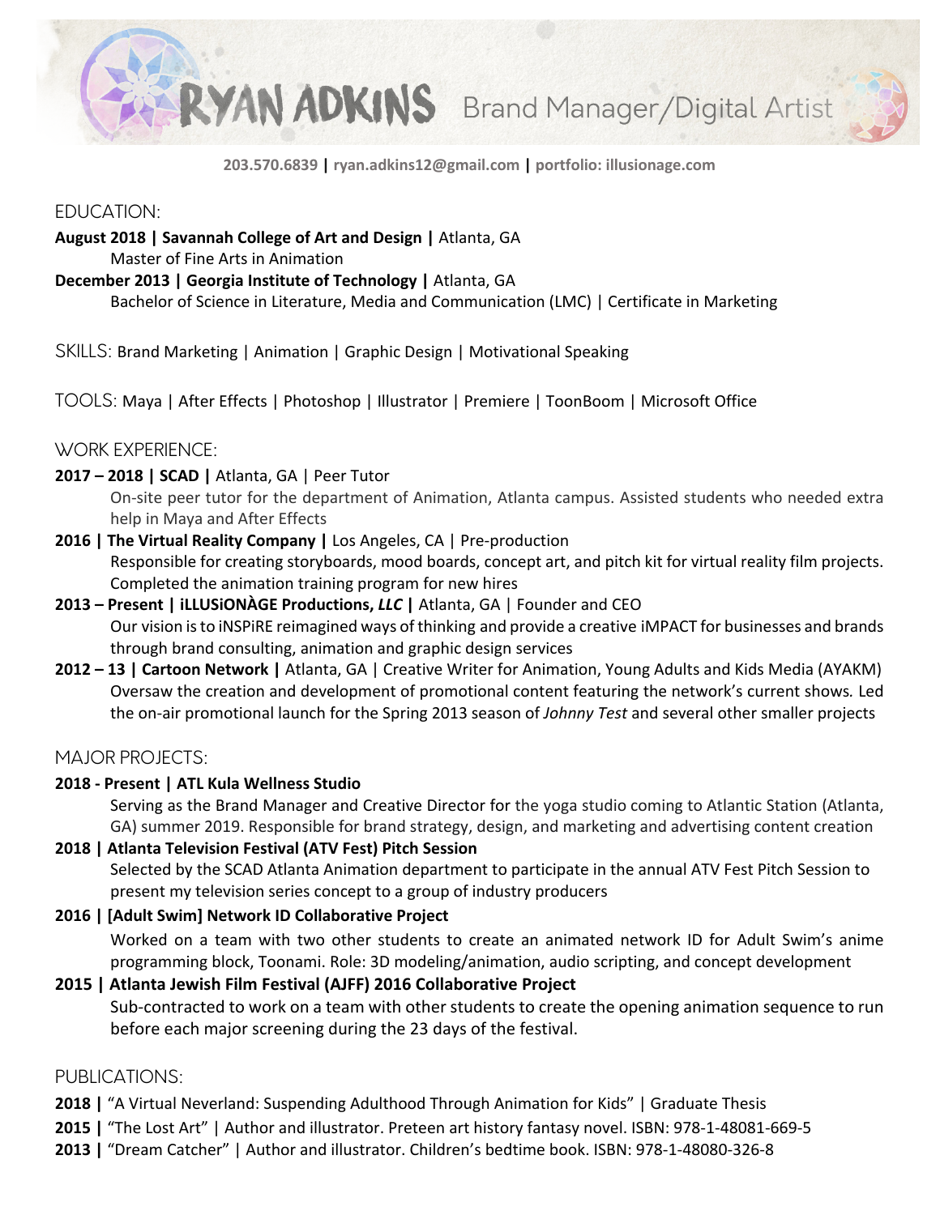# RYAN ADKINS Brand Manager/Digital Artist

**203.570.6839 | ryan.adkins12@gmail.com | portfolio: illusionage.com**

## EDUCATION:

**August 2018 | Savannah College of Art and Design |** Atlanta, GA
Master of Fine Arts in Animation

**December 2013 | Georgia Institute of Technology |** Atlanta, GA
Bachelor of Science in Literature, Media and Communication (LMC) | Certificate in Marketing

## SKILLS: Brand Marketing | Animation | Graphic Design | Motivational Speaking

## TOOLS: Maya | After Effects | Photoshop | Illustrator | Premiere | ToonBoom | Microsoft Office

## WORK EXPERIENCE:

**2017 – 2018 | SCAD |** Atlanta, GA | Peer Tutor
On-site peer tutor for the department of Animation, Atlanta campus. Assisted students who needed extra help in Maya and After Effects

**2016 | The Virtual Reality Company |** Los Angeles, CA | Pre-production
Responsible for creating storyboards, mood boards, concept art, and pitch kit for virtual reality film projects. Completed the animation training program for new hires

**2013 – Present | iLLUSiONÀGE Productions, *LLC* |** Atlanta, GA | Founder and CEO
Our vision is to iNSPiRE reimagined ways of thinking and provide a creative iMPACT for businesses and brands through brand consulting, animation and graphic design services

**2012 – 13 | Cartoon Network |** Atlanta, GA | Creative Writer for Animation, Young Adults and Kids Media (AYAKM)
Oversaw the creation and development of promotional content featuring the network's current shows. Led the on-air promotional launch for the Spring 2013 season of *Johnny Test* and several other smaller projects

## MAJOR PROJECTS:

**2018 - Present | ATL Kula Wellness Studio**
Serving as the Brand Manager and Creative Director for the yoga studio coming to Atlantic Station (Atlanta, GA) summer 2019. Responsible for brand strategy, design, and marketing and advertising content creation

**2018 | Atlanta Television Festival (ATV Fest) Pitch Session**
Selected by the SCAD Atlanta Animation department to participate in the annual ATV Fest Pitch Session to present my television series concept to a group of industry producers

**2016 | [Adult Swim] Network ID Collaborative Project**
Worked on a team with two other students to create an animated network ID for Adult Swim's anime programming block, Toonami. Role: 3D modeling/animation, audio scripting, and concept development

**2015 | Atlanta Jewish Film Festival (AJFF) 2016 Collaborative Project**
Sub-contracted to work on a team with other students to create the opening animation sequence to run before each major screening during the 23 days of the festival.

## PUBLICATIONS:

**2018 |** "A Virtual Neverland: Suspending Adulthood Through Animation for Kids" | Graduate Thesis

**2015 |** "The Lost Art" | Author and illustrator. Preteen art history fantasy novel. ISBN: 978-1-48081-669-5

**2013 |** "Dream Catcher" | Author and illustrator. Children's bedtime book. ISBN: 978-1-48080-326-8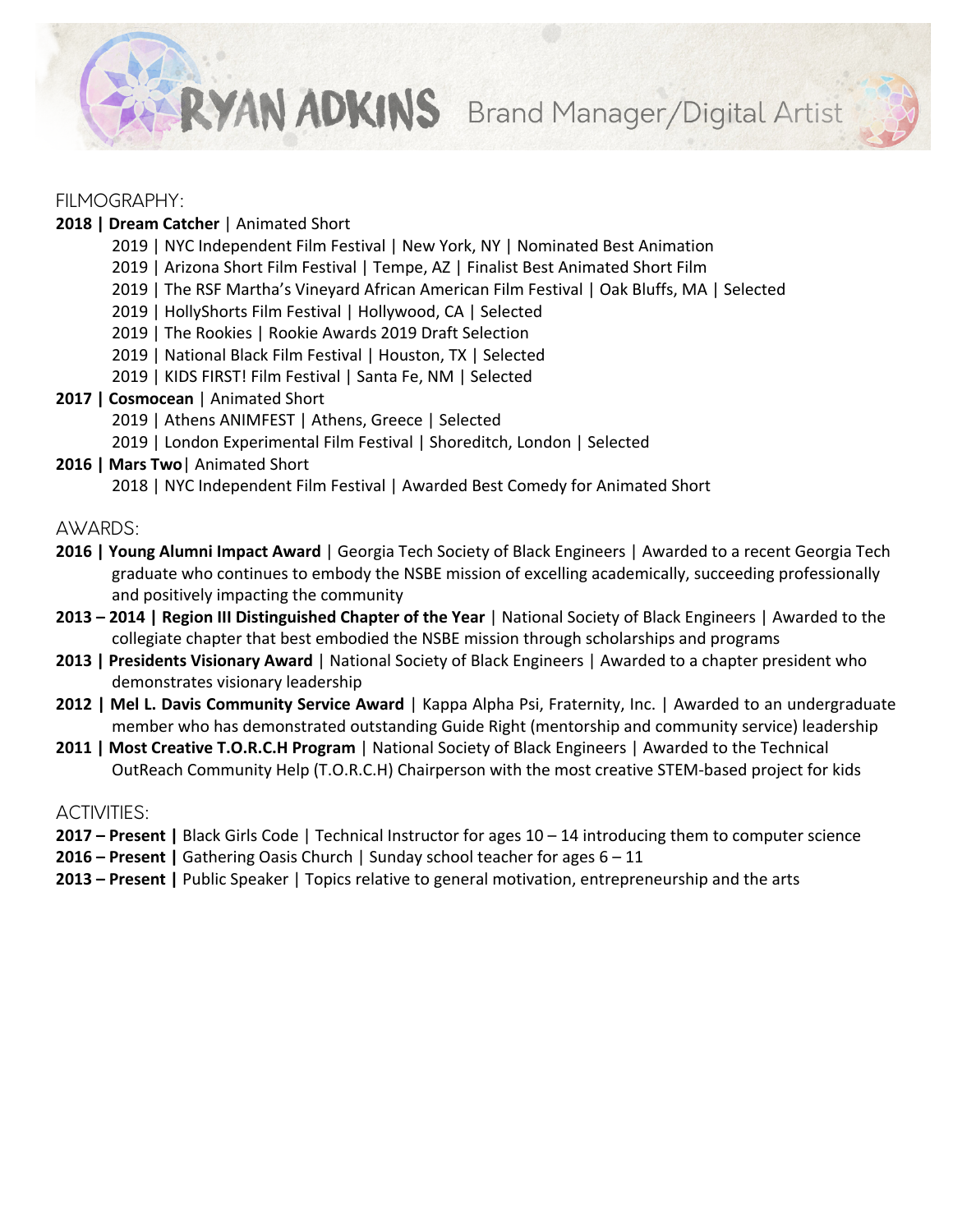# RYAN ADKINS Brand Manager/Digital Artist

## FILMOGRAPHY:

**2018 | Dream Catcher** | Animated Short

- 2019 | NYC Independent Film Festival | New York, NY | Nominated Best Animation
- 2019 | Arizona Short Film Festival | Tempe, AZ | Finalist Best Animated Short Film
- 2019 | The RSF Martha's Vineyard African American Film Festival | Oak Bluffs, MA | Selected
- 2019 | HollyShorts Film Festival | Hollywood, CA | Selected
- 2019 | The Rookies | Rookie Awards 2019 Draft Selection
- 2019 | National Black Film Festival | Houston, TX | Selected
- 2019 | KIDS FIRST! Film Festival | Santa Fe, NM | Selected

**2017 | Cosmocean** | Animated Short

- 2019 | Athens ANIMFEST | Athens, Greece | Selected
- 2019 | London Experimental Film Festival | Shoreditch, London | Selected

**2016 | Mars Two**| Animated Short

- 2018 | NYC Independent Film Festival | Awarded Best Comedy for Animated Short

## AWARDS:

**2016 | Young Alumni Impact Award** | Georgia Tech Society of Black Engineers | Awarded to a recent Georgia Tech graduate who continues to embody the NSBE mission of excelling academically, succeeding professionally and positively impacting the community

**2013 – 2014 | Region III Distinguished Chapter of the Year** | National Society of Black Engineers | Awarded to the collegiate chapter that best embodied the NSBE mission through scholarships and programs

**2013 | Presidents Visionary Award** | National Society of Black Engineers | Awarded to a chapter president who demonstrates visionary leadership

**2012 | Mel L. Davis Community Service Award** | Kappa Alpha Psi, Fraternity, Inc. | Awarded to an undergraduate member who has demonstrated outstanding Guide Right (mentorship and community service) leadership

**2011 | Most Creative T.O.R.C.H Program** | National Society of Black Engineers | Awarded to the Technical OutReach Community Help (T.O.R.C.H) Chairperson with the most creative STEM-based project for kids

## ACTIVITIES:

**2017 – Present |** Black Girls Code | Technical Instructor for ages 10 – 14 introducing them to computer science

**2016 – Present |** Gathering Oasis Church | Sunday school teacher for ages 6 – 11

**2013 – Present |** Public Speaker | Topics relative to general motivation, entrepreneurship and the arts